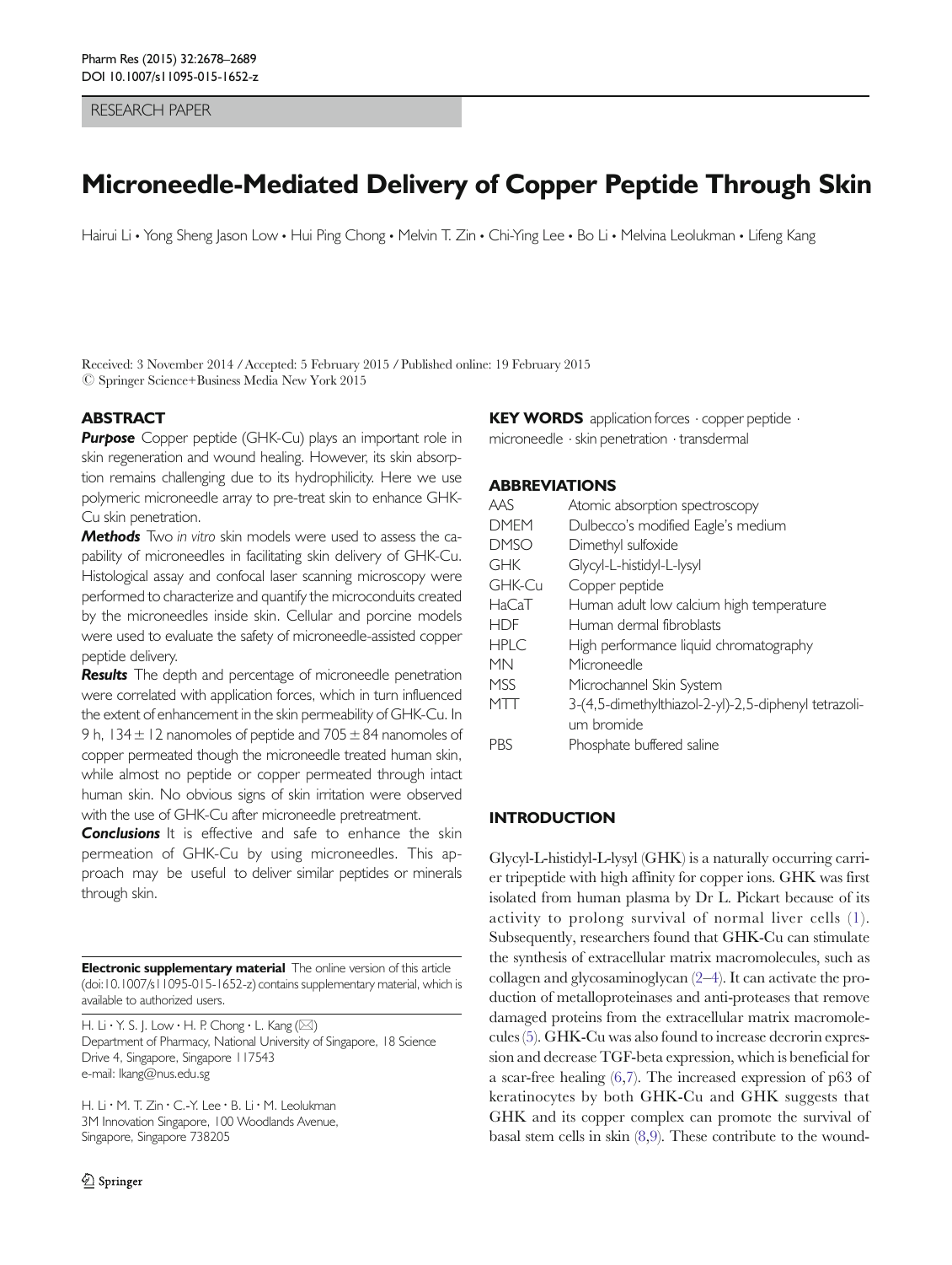RESEARCH PAPER

# Microneedle-Mediated Delivery of Copper Peptide Through Skin

Hairui Li • Yong Sheng Jason Low • Hui Ping Chong • Melvin T. Zin • Chi-Ying Lee • Bo Li • Melvina Leolukman • Lifeng Kang

Received: 3 November 2014 / Accepted: 5 February 2015 / Published online: 19 February 2015
© Springer Science+Business Media New York 2015

## ABSTRACT

***Purpose*** Copper peptide (GHK-Cu) plays an important role in skin regeneration and wound healing. However, its skin absorption remains challenging due to its hydrophilicity. Here we use polymeric microneedle array to pre-treat skin to enhance GHK-Cu skin penetration.

***Methods*** Two *in vitro* skin models were used to assess the capability of microneedles in facilitating skin delivery of GHK-Cu. Histological assay and confocal laser scanning microscopy were performed to characterize and quantify the microconduits created by the microneedles inside skin. Cellular and porcine models were used to evaluate the safety of microneedle-assisted copper peptide delivery.

***Results*** The depth and percentage of microneedle penetration were correlated with application forces, which in turn influenced the extent of enhancement in the skin permeability of GHK-Cu. In 9 h, $134 \pm 12$ nanomoles of peptide and $705 \pm 84$ nanomoles of copper permeated though the microneedle treated human skin, while almost no peptide or copper permeated through intact human skin. No obvious signs of skin irritation were observed with the use of GHK-Cu after microneedle pretreatment.

***Conclusions*** It is effective and safe to enhance the skin permeation of GHK-Cu by using microneedles. This approach may be useful to deliver similar peptides or minerals through skin.

**Electronic supplementary material** The online version of this article (doi:10.1007/s11095-015-1652-z) contains supplementary material, which is available to authorized users.

H. Li • Y. S. J. Low • H. P. Chong • L. Kang (✉)
Department of Pharmacy, National University of Singapore, 18 Science Drive 4, Singapore, Singapore 117543
e-mail: lkang@nus.edu.sg

H. Li • M. T. Zin • C.-Y. Lee • B. Li • M. Leolukman
3M Innovation Singapore, 100 Woodlands Avenue, Singapore, Singapore 738205

**KEY WORDS** application forces · copper peptide · microneedle · skin penetration · transdermal

## ABBREVIATIONS

| | |
|---|---|
| AAS | Atomic absorption spectroscopy |
| DMEM | Dulbecco's modified Eagle's medium |
| DMSO | Dimethyl sulfoxide |
| GHK | Glycyl-L-histidyl-L-lysyl |
| GHK-Cu | Copper peptide |
| HaCaT | Human adult low calcium high temperature |
| HDF | Human dermal fibroblasts |
| HPLC | High performance liquid chromatography |
| MN | Microneedle |
| MSS | Microchannel Skin System |
| MTT | 3-(4,5-dimethylthiazol-2-yl)-2,5-diphenyl tetrazolium bromide |
| PBS | Phosphate buffered saline |

## INTRODUCTION

Glycyl-L-histidyl-L-lysyl (GHK) is a naturally occurring carrier tripeptide with high affinity for copper ions. GHK was first isolated from human plasma by Dr L. Pickart because of its activity to prolong survival of normal liver cells (1). Subsequently, researchers found that GHK-Cu can stimulate the synthesis of extracellular matrix macromolecules, such as collagen and glycosaminoglycan (2–4). It can activate the production of metalloproteinases and anti-proteases that remove damaged proteins from the extracellular matrix macromolecules (5). GHK-Cu was also found to increase decorin expression and decrease TGF-beta expression, which is beneficial for a scar-free healing (6,7). The increased expression of p63 of keratinocytes by both GHK-Cu and GHK suggests that GHK and its copper complex can promote the survival of basal stem cells in skin (8,9). These contribute to the wound-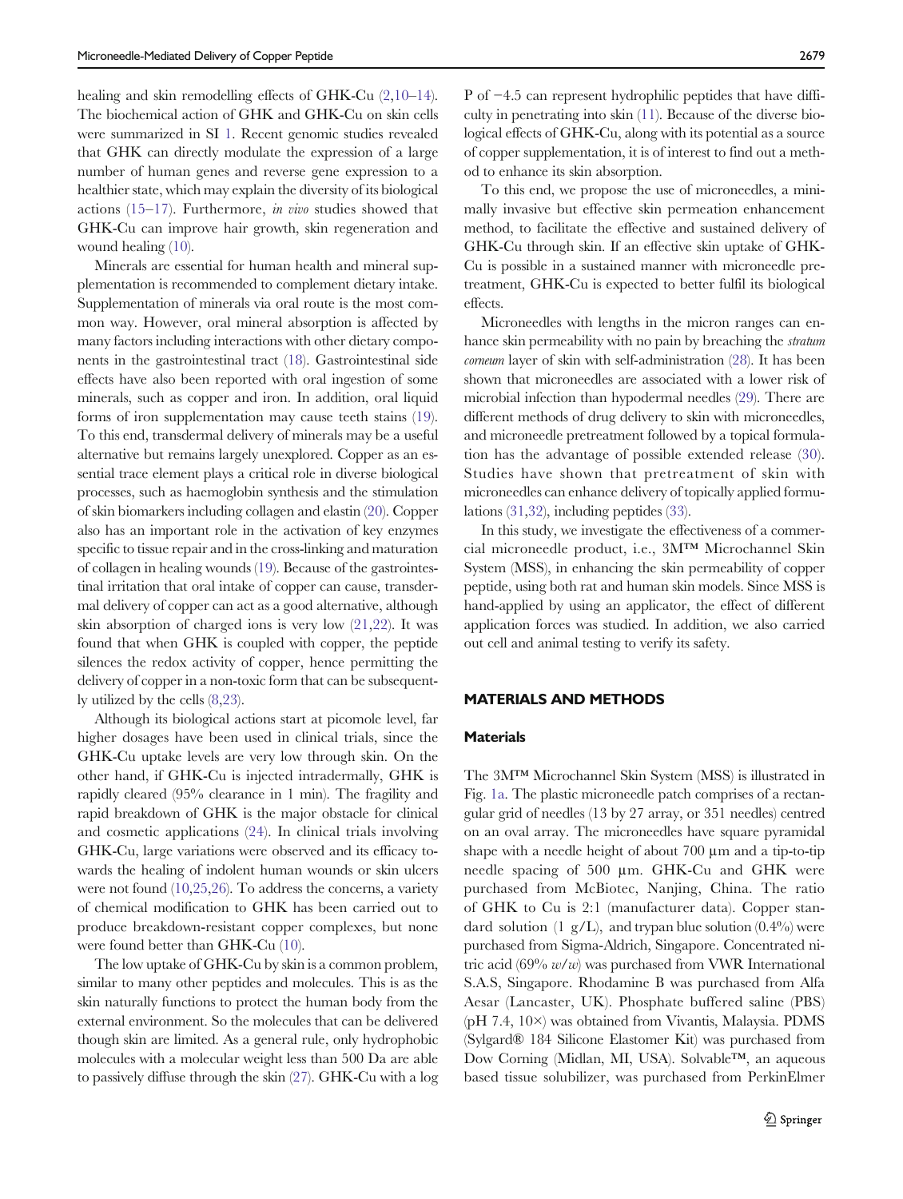healing and skin remodelling effects of GHK-Cu (2,10–14). The biochemical action of GHK and GHK-Cu on skin cells were summarized in SI 1. Recent genomic studies revealed that GHK can directly modulate the expression of a large number of human genes and reverse gene expression to a healthier state, which may explain the diversity of its biological actions (15–17). Furthermore, *in vivo* studies showed that GHK-Cu can improve hair growth, skin regeneration and wound healing (10).

Minerals are essential for human health and mineral supplementation is recommended to complement dietary intake. Supplementation of minerals via oral route is the most common way. However, oral mineral absorption is affected by many factors including interactions with other dietary components in the gastrointestinal tract (18). Gastrointestinal side effects have also been reported with oral ingestion of some minerals, such as copper and iron. In addition, oral liquid forms of iron supplementation may cause teeth stains (19). To this end, transdermal delivery of minerals may be a useful alternative but remains largely unexplored. Copper as an essential trace element plays a critical role in diverse biological processes, such as haemoglobin synthesis and the stimulation of skin biomarkers including collagen and elastin (20). Copper also has an important role in the activation of key enzymes specific to tissue repair and in the cross-linking and maturation of collagen in healing wounds (19). Because of the gastrointestinal irritation that oral intake of copper can cause, transdermal delivery of copper can act as a good alternative, although skin absorption of charged ions is very low (21,22). It was found that when GHK is coupled with copper, the peptide silences the redox activity of copper, hence permitting the delivery of copper in a non-toxic form that can be subsequently utilized by the cells (8,23).

Although its biological actions start at picomole level, far higher dosages have been used in clinical trials, since the GHK-Cu uptake levels are very low through skin. On the other hand, if GHK-Cu is injected intradermally, GHK is rapidly cleared (95% clearance in 1 min). The fragility and rapid breakdown of GHK is the major obstacle for clinical and cosmetic applications (24). In clinical trials involving GHK-Cu, large variations were observed and its efficacy towards the healing of indolent human wounds or skin ulcers were not found (10,25,26). To address the concerns, a variety of chemical modification to GHK has been carried out to produce breakdown-resistant copper complexes, but none were found better than GHK-Cu (10).

The low uptake of GHK-Cu by skin is a common problem, similar to many other peptides and molecules. This is as the skin naturally functions to protect the human body from the external environment. So the molecules that can be delivered though skin are limited. As a general rule, only hydrophobic molecules with a molecular weight less than 500 Da are able to passively diffuse through the skin (27). GHK-Cu with a log P of −4.5 can represent hydrophilic peptides that have difficulty in penetrating into skin (11). Because of the diverse biological effects of GHK-Cu, along with its potential as a source of copper supplementation, it is of interest to find out a method to enhance its skin absorption.

To this end, we propose the use of microneedles, a minimally invasive but effective skin permeation enhancement method, to facilitate the effective and sustained delivery of GHK-Cu through skin. If an effective skin uptake of GHK-Cu is possible in a sustained manner with microneedle pretreatment, GHK-Cu is expected to better fulfil its biological effects.

Microneedles with lengths in the micron ranges can enhance skin permeability with no pain by breaching the *stratum corneum* layer of skin with self-administration (28). It has been shown that microneedles are associated with a lower risk of microbial infection than hypodermal needles (29). There are different methods of drug delivery to skin with microneedles, and microneedle pretreatment followed by a topical formulation has the advantage of possible extended release (30). Studies have shown that pretreatment of skin with microneedles can enhance delivery of topically applied formulations (31,32), including peptides (33).

In this study, we investigate the effectiveness of a commercial microneedle product, i.e., 3M™ Microchannel Skin System (MSS), in enhancing the skin permeability of copper peptide, using both rat and human skin models. Since MSS is hand-applied by using an applicator, the effect of different application forces was studied. In addition, we also carried out cell and animal testing to verify its safety.

## MATERIALS AND METHODS

### Materials

The 3M™ Microchannel Skin System (MSS) is illustrated in Fig. 1a. The plastic microneedle patch comprises of a rectangular grid of needles (13 by 27 array, or 351 needles) centred on an oval array. The microneedles have square pyramidal shape with a needle height of about 700 μm and a tip-to-tip needle spacing of 500 μm. GHK-Cu and GHK were purchased from McBiotec, Nanjing, China. The ratio of GHK to Cu is 2:1 (manufacturer data). Copper standard solution (1 g/L), and trypan blue solution (0.4%) were purchased from Sigma-Aldrich, Singapore. Concentrated nitric acid (69% *w/w*) was purchased from VWR International S.A.S, Singapore. Rhodamine B was purchased from Alfa Aesar (Lancaster, UK). Phosphate buffered saline (PBS) (pH 7.4, 10×) was obtained from Vivantis, Malaysia. PDMS (Sylgard® 184 Silicone Elastomer Kit) was purchased from Dow Corning (Midlan, MI, USA). Solvable™, an aqueous based tissue solubilizer, was purchased from PerkinElmer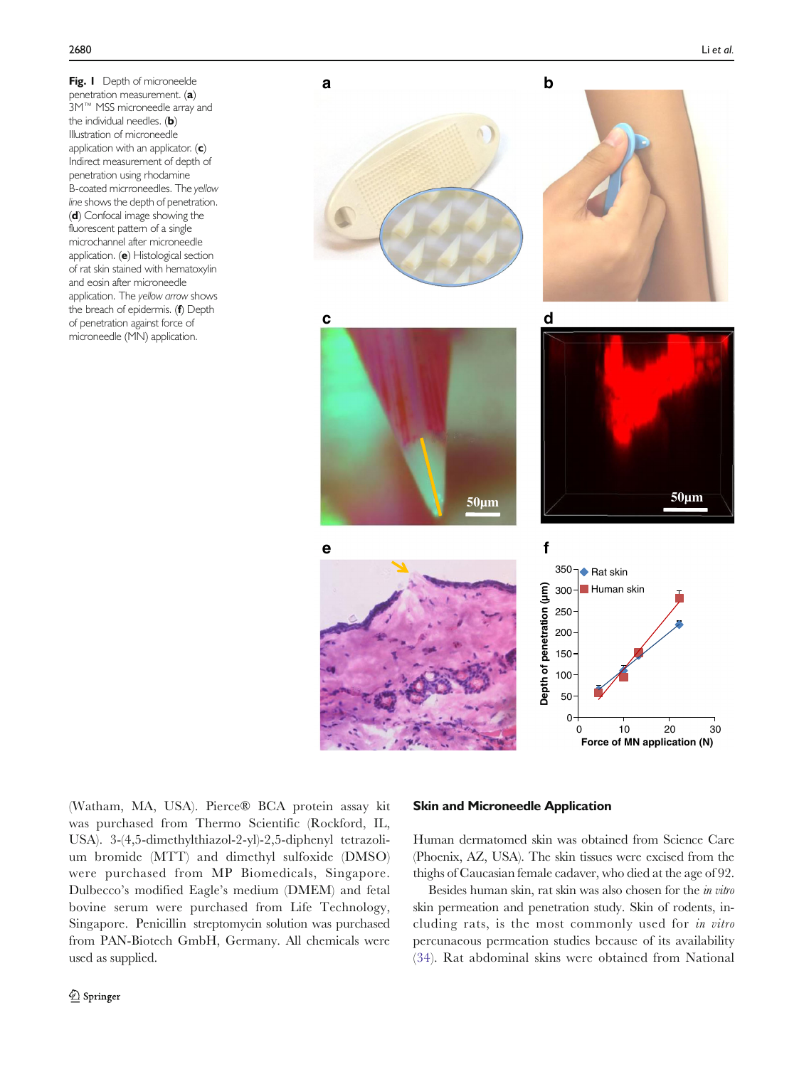**Fig. 1** Depth of microneelde penetration measurement. (**a**) 3M™ MSS microneedle array and the individual needles. (**b**) Illustration of microneedle application with an applicator. (**c**) Indirect measurement of depth of penetration using rhodamine B-coated micrroneedles. The *yellow line* shows the depth of penetration. (**d**) Confocal image showing the fluorescent pattern of a single microchannel after microneedle application. (**e**) Histological section of rat skin stained with hematoxylin and eosin after microneedle application. The *yellow arrow* shows the breach of epidermis. (**f**) Depth of penetration against force of microneedle (MN) application.

(Watham, MA, USA). Pierce® BCA protein assay kit was purchased from Thermo Scientific (Rockford, IL, USA). 3-(4,5-dimethylthiazol-2-yl)-2,5-diphenyl tetrazolium bromide (MTT) and dimethyl sulfoxide (DMSO) were purchased from MP Biomedicals, Singapore. Dulbecco's modified Eagle's medium (DMEM) and fetal bovine serum were purchased from Life Technology, Singapore. Penicillin streptomycin solution was purchased from PAN-Biotech GmbH, Germany. All chemicals were used as supplied.

## Skin and Microneedle Application

Human dermatomed skin was obtained from Science Care (Phoenix, AZ, USA). The skin tissues were excised from the thighs of Caucasian female cadaver, who died at the age of 92.

Besides human skin, rat skin was also chosen for the *in vitro* skin permeation and penetration study. Skin of rodents, including rats, is the most commonly used for *in vitro* percunaeous permeation studies because of its availability (34). Rat abdominal skins were obtained from National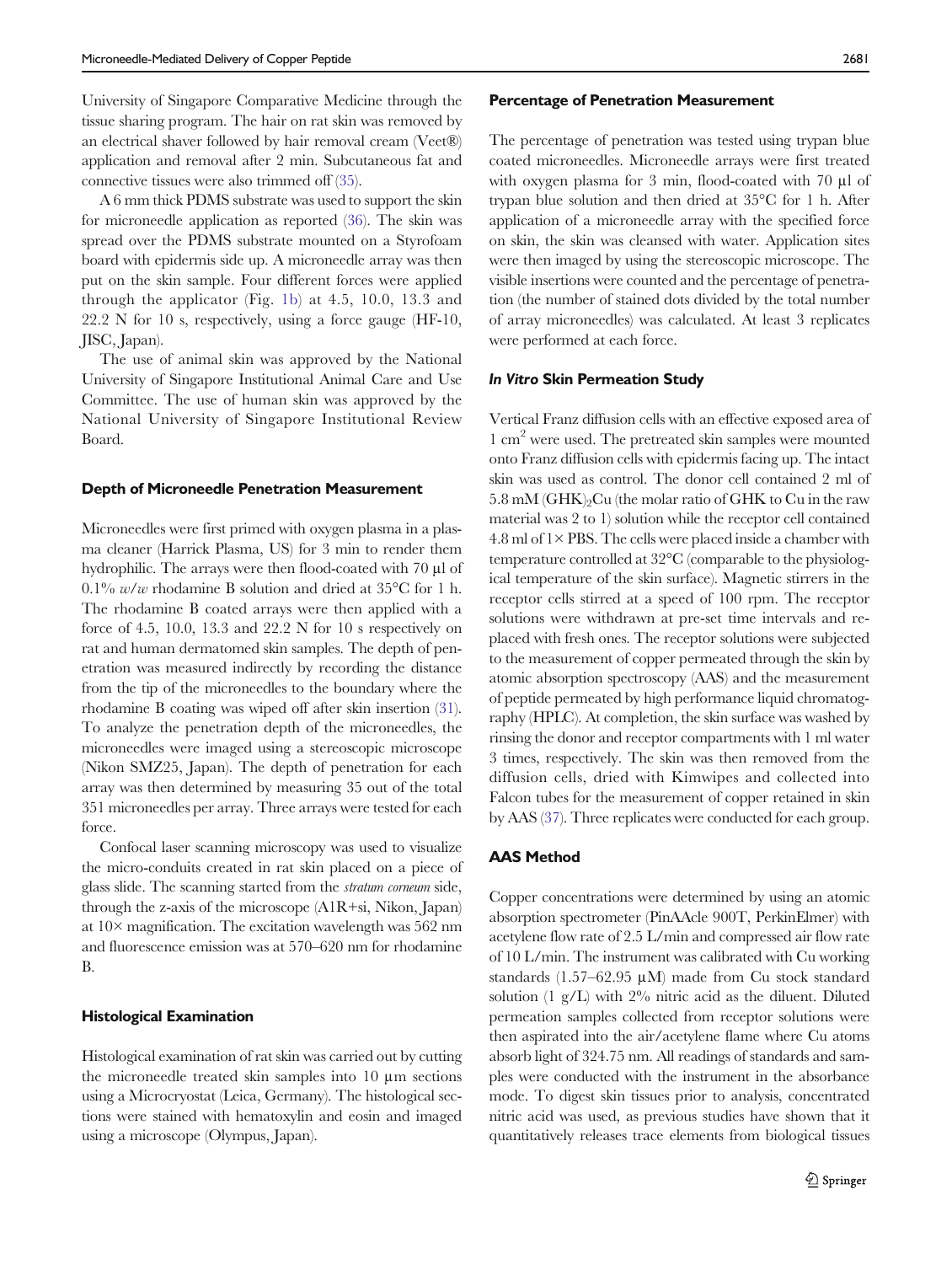University of Singapore Comparative Medicine through the tissue sharing program. The hair on rat skin was removed by an electrical shaver followed by hair removal cream (Veet®) application and removal after 2 min. Subcutaneous fat and connective tissues were also trimmed off (35).

A 6 mm thick PDMS substrate was used to support the skin for microneedle application as reported (36). The skin was spread over the PDMS substrate mounted on a Styrofoam board with epidermis side up. A microneedle array was then put on the skin sample. Four different forces were applied through the applicator (Fig. 1b) at 4.5, 10.0, 13.3 and 22.2 N for 10 s, respectively, using a force gauge (HF-10, JISC, Japan).

The use of animal skin was approved by the National University of Singapore Institutional Animal Care and Use Committee. The use of human skin was approved by the National University of Singapore Institutional Review Board.

### Depth of Microneedle Penetration Measurement

Microneedles were first primed with oxygen plasma in a plasma cleaner (Harrick Plasma, US) for 3 min to render them hydrophilic. The arrays were then flood-coated with 70 μl of 0.1% *w/w* rhodamine B solution and dried at 35°C for 1 h. The rhodamine B coated arrays were then applied with a force of 4.5, 10.0, 13.3 and 22.2 N for 10 s respectively on rat and human dermatomed skin samples. The depth of penetration was measured indirectly by recording the distance from the tip of the microneedles to the boundary where the rhodamine B coating was wiped off after skin insertion (31). To analyze the penetration depth of the microneedles, the microneedles were imaged using a stereoscopic microscope (Nikon SMZ25, Japan). The depth of penetration for each array was then determined by measuring 35 out of the total 351 microneedles per array. Three arrays were tested for each force.

Confocal laser scanning microscopy was used to visualize the micro-conduits created in rat skin placed on a piece of glass slide. The scanning started from the *stratum corneum* side, through the z-axis of the microscope (A1R+si, Nikon, Japan) at 10× magnification. The excitation wavelength was 562 nm and fluorescence emission was at 570–620 nm for rhodamine B.

### Histological Examination

Histological examination of rat skin was carried out by cutting the microneedle treated skin samples into 10 μm sections using a Microcryostat (Leica, Germany). The histological sections were stained with hematoxylin and eosin and imaged using a microscope (Olympus, Japan).

### Percentage of Penetration Measurement

The percentage of penetration was tested using trypan blue coated microneedles. Microneedle arrays were first treated with oxygen plasma for 3 min, flood-coated with 70 μl of trypan blue solution and then dried at 35°C for 1 h. After application of a microneedle array with the specified force on skin, the skin was cleansed with water. Application sites were then imaged by using the stereoscopic microscope. The visible insertions were counted and the percentage of penetration (the number of stained dots divided by the total number of array microneedles) was calculated. At least 3 replicates were performed at each force.

### *In Vitro* Skin Permeation Study

Vertical Franz diffusion cells with an effective exposed area of 1 $cm^2$ were used. The pretreated skin samples were mounted onto Franz diffusion cells with epidermis facing up. The intact skin was used as control. The donor cell contained 2 ml of 5.8 mM $(GHK)_2Cu$ (the molar ratio of GHK to Cu in the raw material was 2 to 1) solution while the receptor cell contained 4.8 ml of 1× PBS. The cells were placed inside a chamber with temperature controlled at 32°C (comparable to the physiological temperature of the skin surface). Magnetic stirrers in the receptor cells stirred at a speed of 100 rpm. The receptor solutions were withdrawn at pre-set time intervals and replaced with fresh ones. The receptor solutions were subjected to the measurement of copper permeated through the skin by atomic absorption spectroscopy (AAS) and the measurement of peptide permeated by high performance liquid chromatography (HPLC). At completion, the skin surface was washed by rinsing the donor and receptor compartments with 1 ml water 3 times, respectively. The skin was then removed from the diffusion cells, dried with Kimwipes and collected into Falcon tubes for the measurement of copper retained in skin by AAS (37). Three replicates were conducted for each group.

### AAS Method

Copper concentrations were determined by using an atomic absorption spectrometer (PinAAcle 900T, PerkinElmer) with acetylene flow rate of 2.5 L/min and compressed air flow rate of 10 L/min. The instrument was calibrated with Cu working standards (1.57–62.95 μM) made from Cu stock standard solution (1 g/L) with 2% nitric acid as the diluent. Diluted permeation samples collected from receptor solutions were then aspirated into the air/acetylene flame where Cu atoms absorb light of 324.75 nm. All readings of standards and samples were conducted with the instrument in the absorbance mode. To digest skin tissues prior to analysis, concentrated nitric acid was used, as previous studies have shown that it quantitatively releases trace elements from biological tissues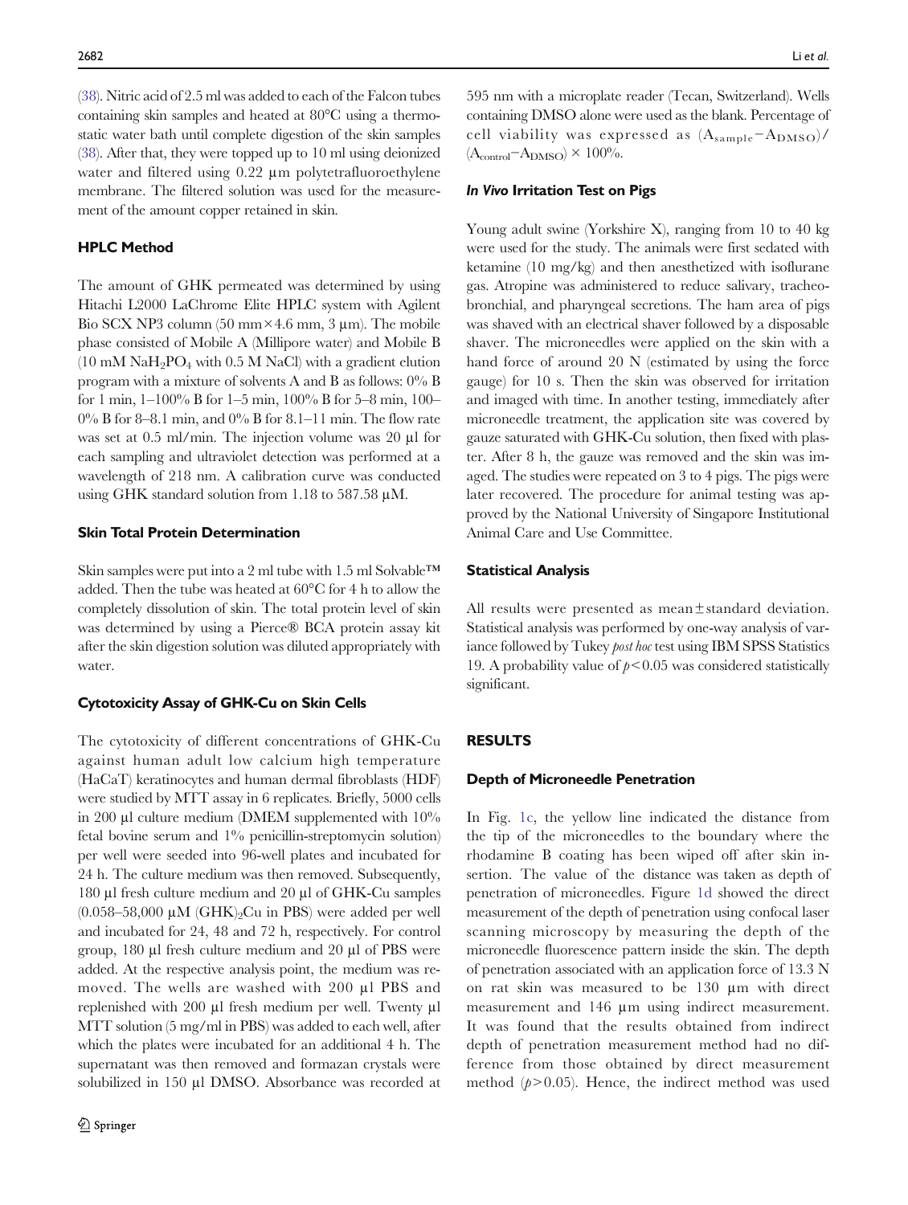(38). Nitric acid of 2.5 ml was added to each of the Falcon tubes containing skin samples and heated at 80°C using a thermostatic water bath until complete digestion of the skin samples (38). After that, they were topped up to 10 ml using deionized water and filtered using 0.22 µm polytetrafluoroethylene membrane. The filtered solution was used for the measurement of the amount copper retained in skin.

### HPLC Method

The amount of GHK permeated was determined by using Hitachi L2000 LaChrome Elite HPLC system with Agilent Bio SCX NP3 column (50 mm×4.6 mm, 3 µm). The mobile phase consisted of Mobile A (Millipore water) and Mobile B (10 mM $NaH_2PO_4$ with 0.5 M NaCl) with a gradient elution program with a mixture of solvents A and B as follows: 0% B for 1 min, 1–100% B for 1–5 min, 100% B for 5–8 min, 100–0% B for 8–8.1 min, and 0% B for 8.1–11 min. The flow rate was set at 0.5 ml/min. The injection volume was 20 µl for each sampling and ultraviolet detection was performed at a wavelength of 218 nm. A calibration curve was conducted using GHK standard solution from 1.18 to 587.58 µM.

### Skin Total Protein Determination

Skin samples were put into a 2 ml tube with 1.5 ml Solvable™ added. Then the tube was heated at 60°C for 4 h to allow the completely dissolution of skin. The total protein level of skin was determined by using a Pierce® BCA protein assay kit after the skin digestion solution was diluted appropriately with water.

### Cytotoxicity Assay of GHK-Cu on Skin Cells

The cytotoxicity of different concentrations of GHK-Cu against human adult low calcium high temperature (HaCaT) keratinocytes and human dermal fibroblasts (HDF) were studied by MTT assay in 6 replicates. Briefly, 5000 cells in 200 µl culture medium (DMEM supplemented with 10% fetal bovine serum and 1% penicillin-streptomycin solution) per well were seeded into 96-well plates and incubated for 24 h. The culture medium was then removed. Subsequently, 180 µl fresh culture medium and 20 µl of GHK-Cu samples (0.058–58,000 µM $(GHK)_2Cu$ in PBS) were added per well and incubated for 24, 48 and 72 h, respectively. For control group, 180 µl fresh culture medium and 20 µl of PBS were added. At the respective analysis point, the medium was removed. The wells are washed with 200 µl PBS and replenished with 200 µl fresh medium per well. Twenty µl MTT solution (5 mg/ml in PBS) was added to each well, after which the plates were incubated for an additional 4 h. The supernatant was then removed and formazan crystals were solubilized in 150 µl DMSO. Absorbance was recorded at 595 nm with a microplate reader (Tecan, Switzerland). Wells containing DMSO alone were used as the blank. Percentage of cell viability was expressed as $(A_{sample}-A_{DMSO})/(A_{control}-A_{DMSO}) \times 100\%$.

### *In Vivo* Irritation Test on Pigs

Young adult swine (Yorkshire X), ranging from 10 to 40 kg were used for the study. The animals were first sedated with ketamine (10 mg/kg) and then anesthetized with isoflurane gas. Atropine was administered to reduce salivary, tracheobronchial, and pharyngeal secretions. The ham area of pigs was shaved with an electrical shaver followed by a disposable shaver. The microneedles were applied on the skin with a hand force of around 20 N (estimated by using the force gauge) for 10 s. Then the skin was observed for irritation and imaged with time. In another testing, immediately after microneedle treatment, the application site was covered by gauze saturated with GHK-Cu solution, then fixed with plaster. After 8 h, the gauze was removed and the skin was imaged. The studies were repeated on 3 to 4 pigs. The pigs were later recovered. The procedure for animal testing was approved by the National University of Singapore Institutional Animal Care and Use Committee.

### Statistical Analysis

All results were presented as mean±standard deviation. Statistical analysis was performed by one-way analysis of variance followed by Tukey *post hoc* test using IBM SPSS Statistics 19. A probability value of $p<0.05$ was considered statistically significant.

## RESULTS

### Depth of Microneedle Penetration

In Fig. 1c, the yellow line indicated the distance from the tip of the microneedles to the boundary where the rhodamine B coating has been wiped off after skin insertion. The value of the distance was taken as depth of penetration of microneedles. Figure 1d showed the direct measurement of the depth of penetration using confocal laser scanning microscopy by measuring the depth of the microneedle fluorescence pattern inside the skin. The depth of penetration associated with an application force of 13.3 N on rat skin was measured to be 130 µm with direct measurement and 146 µm using indirect measurement. It was found that the results obtained from indirect depth of penetration measurement method had no difference from those obtained by direct measurement method ($p>0.05$). Hence, the indirect method was used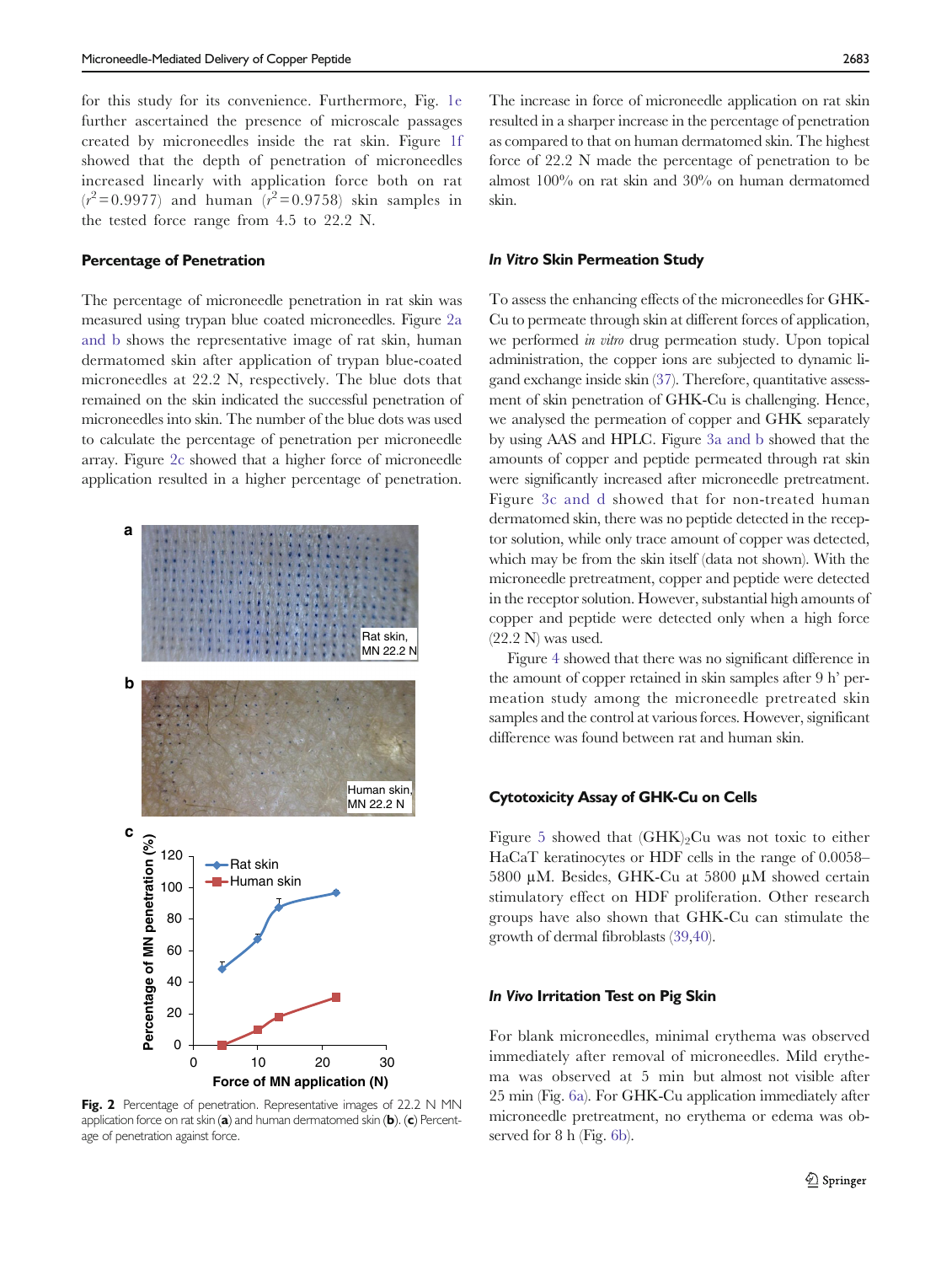for this study for its convenience. Furthermore, Fig. 1e further ascertained the presence of microscale passages created by microneedles inside the rat skin. Figure 1f showed that the depth of penetration of microneedles increased linearly with application force both on rat ($r^2$=0.9977) and human ($r^2$=0.9758) skin samples in the tested force range from 4.5 to 22.2 N.

### Percentage of Penetration

The percentage of microneedle penetration in rat skin was measured using trypan blue coated microneedles. Figure 2a and b shows the representative image of rat skin, human dermatomed skin after application of trypan blue-coated microneedles at 22.2 N, respectively. The blue dots that remained on the skin indicated the successful penetration of microneedles into skin. The number of the blue dots was used to calculate the percentage of penetration per microneedle array. Figure 2c showed that a higher force of microneedle application resulted in a higher percentage of penetration. The increase in force of microneedle application on rat skin resulted in a sharper increase in the percentage of penetration as compared to that on human dermatomed skin. The highest force of 22.2 N made the percentage of penetration to be almost 100% on rat skin and 30% on human dermatomed skin.

**Fig. 2** Percentage of penetration. Representative images of 22.2 N MN application force on rat skin (**a**) and human dermatomed skin (**b**). (**c**) Percentage of penetration against force.

### *In Vitro* Skin Permeation Study

To assess the enhancing effects of the microneedles for GHK-Cu to permeate through skin at different forces of application, we performed *in vitro* drug permeation study. Upon topical administration, the copper ions are subjected to dynamic ligand exchange inside skin (37). Therefore, quantitative assessment of skin penetration of GHK-Cu is challenging. Hence, we analysed the permeation of copper and GHK separately by using AAS and HPLC. Figure 3a and b showed that the amounts of copper and peptide permeated through rat skin were significantly increased after microneedle pretreatment. Figure 3c and d showed that for non-treated human dermatomed skin, there was no peptide detected in the receptor solution, while only trace amount of copper was detected, which may be from the skin itself (data not shown). With the microneedle pretreatment, copper and peptide were detected in the receptor solution. However, substantial high amounts of copper and peptide were detected only when a high force (22.2 N) was used.

Figure 4 showed that there was no significant difference in the amount of copper retained in skin samples after 9 h' permeation study among the microneedle pretreated skin samples and the control at various forces. However, significant difference was found between rat and human skin.

### Cytotoxicity Assay of GHK-Cu on Cells

Figure 5 showed that $(GHK)_2Cu$ was not toxic to either HaCaT keratinocytes or HDF cells in the range of 0.0058–5800 μM. Besides, GHK-Cu at 5800 μM showed certain stimulatory effect on HDF proliferation. Other research groups have also shown that GHK-Cu can stimulate the growth of dermal fibroblasts (39,40).

### *In Vivo* Irritation Test on Pig Skin

For blank microneedles, minimal erythema was observed immediately after removal of microneedles. Mild erythema was observed at 5 min but almost not visible after 25 min (Fig. 6a). For GHK-Cu application immediately after microneedle pretreatment, no erythema or edema was observed for 8 h (Fig. 6b).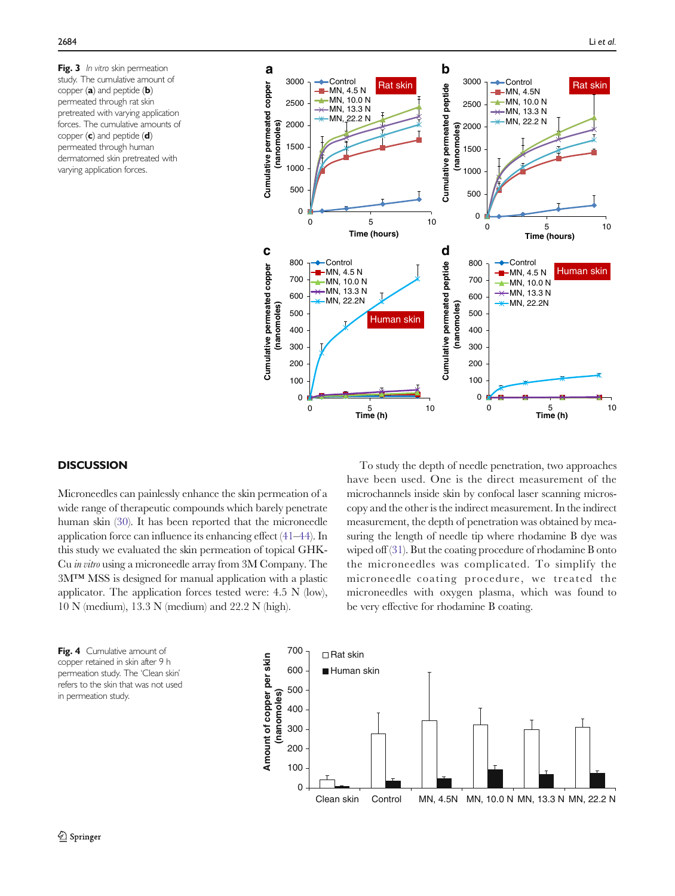**Fig. 3** *In vitro* skin permeation study. The cumulative amount of copper (**a**) and peptide (**b**) permeated through rat skin pretreated with varying application forces. The cumulative amounts of copper (**c**) and peptide (**d**) permeated through human dermatomed skin pretreated with varying application forces.

## DISCUSSION

Microneedles can painlessly enhance the skin permeation of a wide range of therapeutic compounds which barely penetrate human skin (30). It has been reported that the microneedle application force can influence its enhancing effect (41–44). In this study we evaluated the skin permeation of topical GHK-Cu *in vitro* using a microneedle array from 3M Company. The 3M™ MSS is designed for manual application with a plastic applicator. The application forces tested were: 4.5 N (low), 10 N (medium), 13.3 N (medium) and 22.2 N (high).

To study the depth of needle penetration, two approaches have been used. One is the direct measurement of the microchannels inside skin by confocal laser scanning microscopy and the other is the indirect measurement. In the indirect measurement, the depth of penetration was obtained by measuring the length of needle tip where rhodamine B dye was wiped off (31). But the coating procedure of rhodamine B onto the microneedles was complicated. To simplify the microneedle coating procedure, we treated the microneedles with oxygen plasma, which was found to be very effective for rhodamine B coating.

**Fig. 4** Cumulative amount of copper retained in skin after 9 h permeation study. The 'Clean skin' refers to the skin that was not used in permeation study.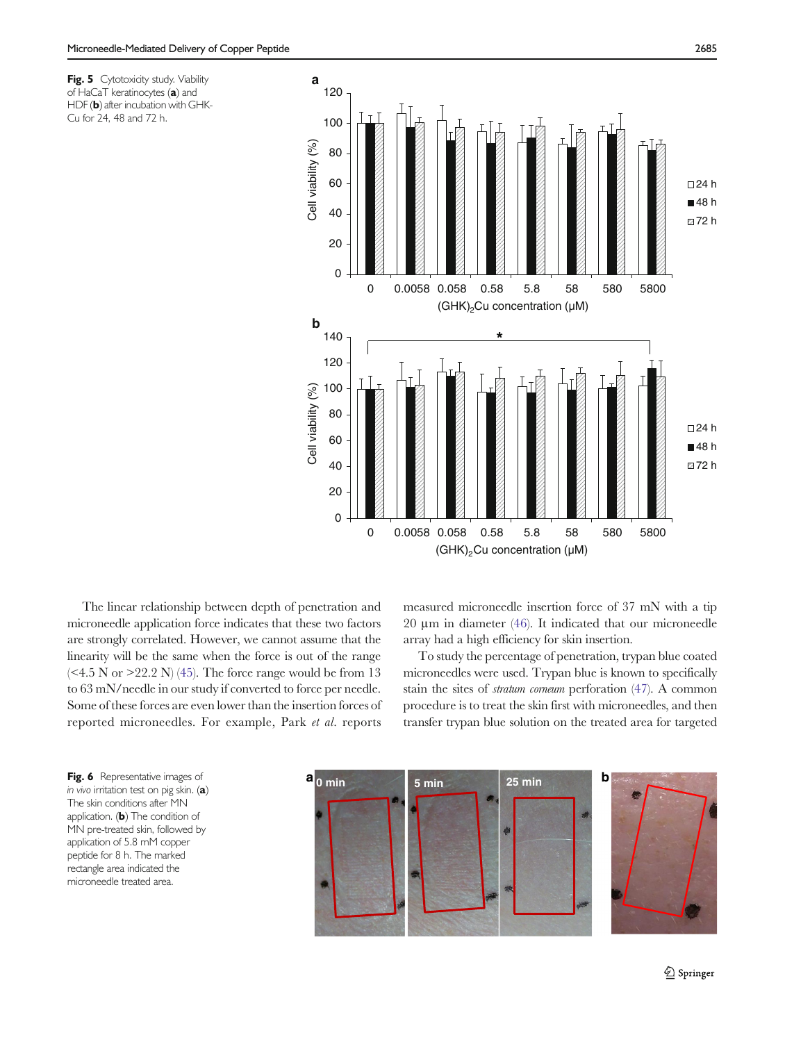**Fig. 5** Cytotoxicity study. Viability of HaCaT keratinocytes (**a**) and HDF (**b**) after incubation with GHK-Cu for 24, 48 and 72 h.

The linear relationship between depth of penetration and microneedle application force indicates that these two factors are strongly correlated. However, we cannot assume that the linearity will be the same when the force is out of the range (<4.5 N or >22.2 N) (45). The force range would be from 13 to 63 mN/needle in our study if converted to force per needle. Some of these forces are even lower than the insertion forces of reported microneedles. For example, Park *et al.* reports measured microneedle insertion force of 37 mN with a tip 20 µm in diameter (46). It indicated that our microneedle array had a high efficiency for skin insertion.

To study the percentage of penetration, trypan blue coated microneedles were used. Trypan blue is known to specifically stain the sites of *stratum corneum* perforation (47). A common procedure is to treat the skin first with microneedles, and then transfer trypan blue solution on the treated area for targeted

**Fig. 6** Representative images of *in vivo* irritation test on pig skin. (**a**) The skin conditions after MN application. (**b**) The condition of MN pre-treated skin, followed by application of 5.8 mM copper peptide for 8 h. The marked rectangle area indicated the microneedle treated area.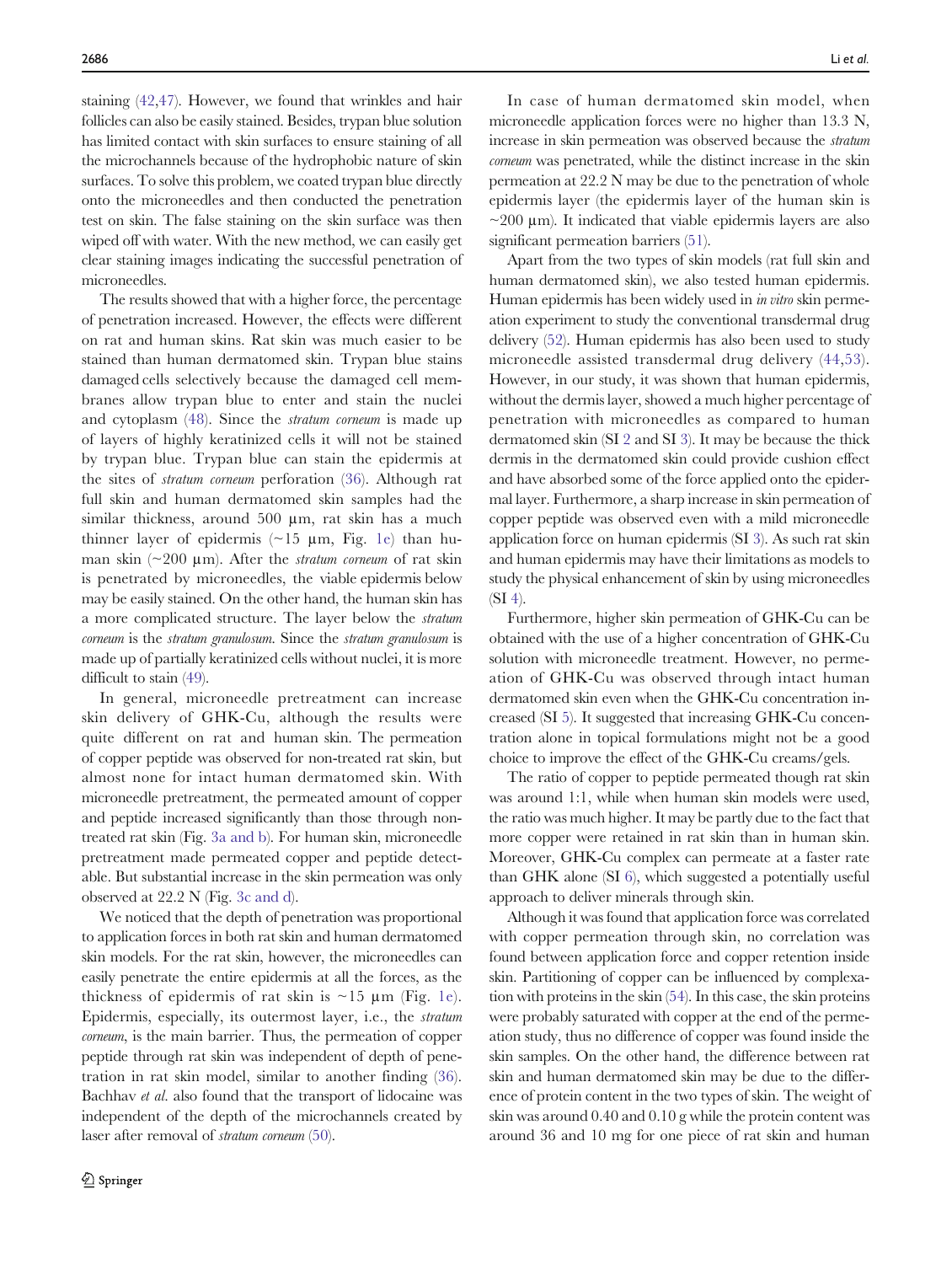staining (42,47). However, we found that wrinkles and hair follicles can also be easily stained. Besides, trypan blue solution has limited contact with skin surfaces to ensure staining of all the microchannels because of the hydrophobic nature of skin surfaces. To solve this problem, we coated trypan blue directly onto the microneedles and then conducted the penetration test on skin. The false staining on the skin surface was then wiped off with water. With the new method, we can easily get clear staining images indicating the successful penetration of microneedles.

The results showed that with a higher force, the percentage of penetration increased. However, the effects were different on rat and human skins. Rat skin was much easier to be stained than human dermatomed skin. Trypan blue stains damaged cells selectively because the damaged cell membranes allow trypan blue to enter and stain the nuclei and cytoplasm (48). Since the *stratum corneum* is made up of layers of highly keratinized cells it will not be stained by trypan blue. Trypan blue can stain the epidermis at the sites of *stratum corneum* perforation (36). Although rat full skin and human dermatomed skin samples had the similar thickness, around 500 μm, rat skin has a much thinner layer of epidermis (~15 μm, Fig. 1e) than human skin (~200 μm). After the *stratum corneum* of rat skin is penetrated by microneedles, the viable epidermis below may be easily stained. On the other hand, the human skin has a more complicated structure. The layer below the *stratum corneum* is the *stratum granulosum*. Since the *stratum granulosum* is made up of partially keratinized cells without nuclei, it is more difficult to stain (49).

In general, microneedle pretreatment can increase skin delivery of GHK-Cu, although the results were quite different on rat and human skin. The permeation of copper peptide was observed for non-treated rat skin, but almost none for intact human dermatomed skin. With microneedle pretreatment, the permeated amount of copper and peptide increased significantly than those through non-treated rat skin (Fig. 3a and b). For human skin, microneedle pretreatment made permeated copper and peptide detectable. But substantial increase in the skin permeation was only observed at 22.2 N (Fig. 3c and d).

We noticed that the depth of penetration was proportional to application forces in both rat skin and human dermatomed skin models. For the rat skin, however, the microneedles can easily penetrate the entire epidermis at all the forces, as the thickness of epidermis of rat skin is ~15 μm (Fig. 1e). Epidermis, especially, its outermost layer, i.e., the *stratum corneum*, is the main barrier. Thus, the permeation of copper peptide through rat skin was independent of depth of penetration in rat skin model, similar to another finding (36). Bachhav *et al.* also found that the transport of lidocaine was independent of the depth of the microchannels created by laser after removal of *stratum corneum* (50).

In case of human dermatomed skin model, when microneedle application forces were no higher than 13.3 N, increase in skin permeation was observed because the *stratum corneum* was penetrated, while the distinct increase in the skin permeation at 22.2 N may be due to the penetration of whole epidermis layer (the epidermis layer of the human skin is ~200 μm). It indicated that viable epidermis layers are also significant permeation barriers (51).

Apart from the two types of skin models (rat full skin and human dermatomed skin), we also tested human epidermis. Human epidermis has been widely used in *in vitro* skin permeation experiment to study the conventional transdermal drug delivery (52). Human epidermis has also been used to study microneedle assisted transdermal drug delivery (44,53). However, in our study, it was shown that human epidermis, without the dermis layer, showed a much higher percentage of penetration with microneedles as compared to human dermatomed skin (SI 2 and SI 3). It may be because the thick dermis in the dermatomed skin could provide cushion effect and have absorbed some of the force applied onto the epidermal layer. Furthermore, a sharp increase in skin permeation of copper peptide was observed even with a mild microneedle application force on human epidermis (SI 3). As such rat skin and human epidermis may have their limitations as models to study the physical enhancement of skin by using microneedles (SI 4).

Furthermore, higher skin permeation of GHK-Cu can be obtained with the use of a higher concentration of GHK-Cu solution with microneedle treatment. However, no permeation of GHK-Cu was observed through intact human dermatomed skin even when the GHK-Cu concentration increased (SI 5). It suggested that increasing GHK-Cu concentration alone in topical formulations might not be a good choice to improve the effect of the GHK-Cu creams/gels.

The ratio of copper to peptide permeated though rat skin was around 1:1, while when human skin models were used, the ratio was much higher. It may be partly due to the fact that more copper were retained in rat skin than in human skin. Moreover, GHK-Cu complex can permeate at a faster rate than GHK alone (SI 6), which suggested a potentially useful approach to deliver minerals through skin.

Although it was found that application force was correlated with copper permeation through skin, no correlation was found between application force and copper retention inside skin. Partitioning of copper can be influenced by complexation with proteins in the skin (54). In this case, the skin proteins were probably saturated with copper at the end of the permeation study, thus no difference of copper was found inside the skin samples. On the other hand, the difference between rat skin and human dermatomed skin may be due to the difference of protein content in the two types of skin. The weight of skin was around 0.40 and 0.10 g while the protein content was around 36 and 10 mg for one piece of rat skin and human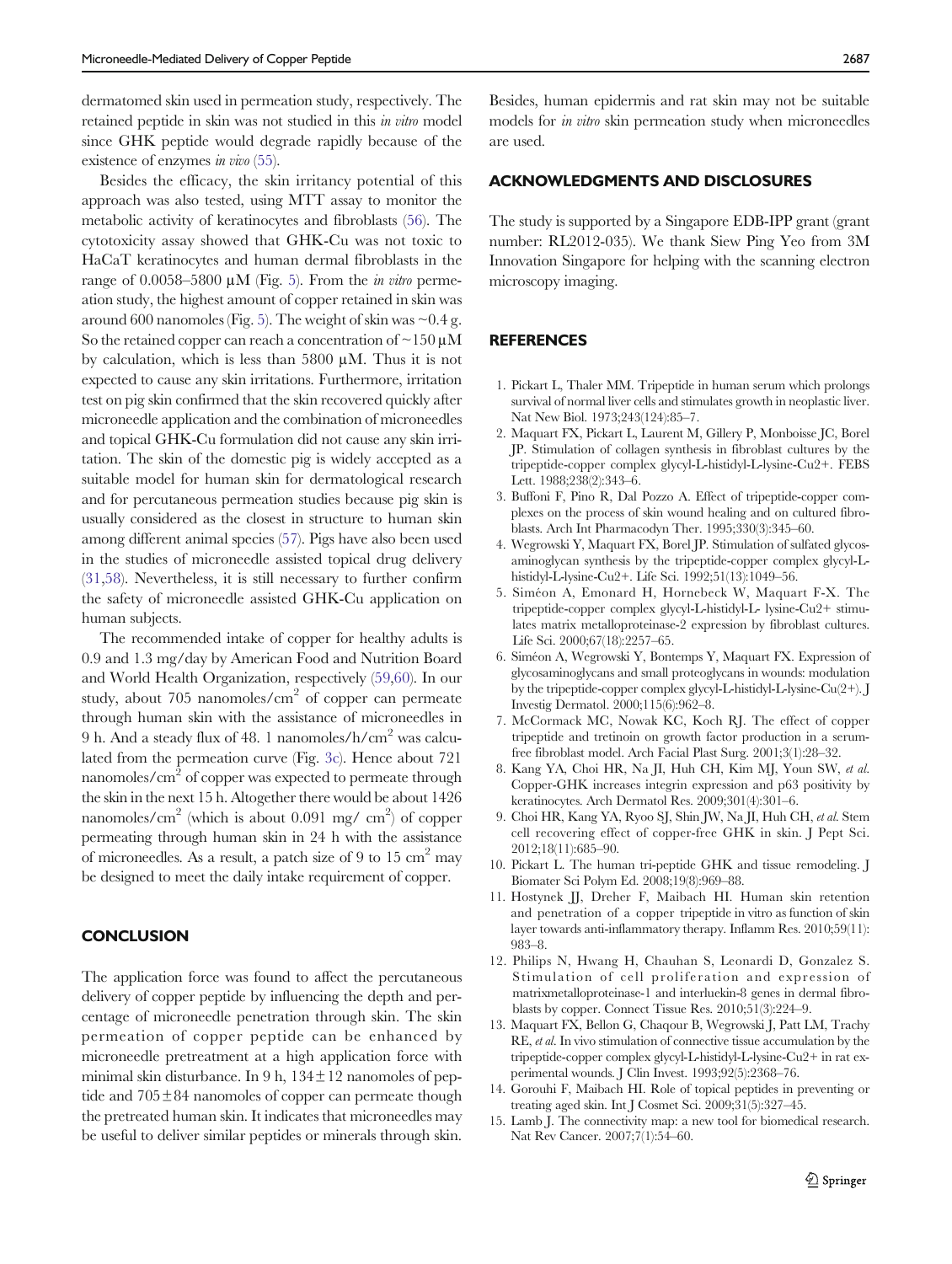dermatomed skin used in permeation study, respectively. The retained peptide in skin was not studied in this *in vitro* model since GHK peptide would degrade rapidly because of the existence of enzymes *in vivo* (55).

Besides the efficacy, the skin irritancy potential of this approach was also tested, using MTT assay to monitor the metabolic activity of keratinocytes and fibroblasts (56). The cytotoxicity assay showed that GHK-Cu was not toxic to HaCaT keratinocytes and human dermal fibroblasts in the range of 0.0058–5800 μM (Fig. 5). From the *in vitro* permeation study, the highest amount of copper retained in skin was around 600 nanomoles (Fig. 5). The weight of skin was ~0.4 g. So the retained copper can reach a concentration of ~150 μM by calculation, which is less than 5800 μM. Thus it is not expected to cause any skin irritations. Furthermore, irritation test on pig skin confirmed that the skin recovered quickly after microneedle application and the combination of microneedles and topical GHK-Cu formulation did not cause any skin irritation. The skin of the domestic pig is widely accepted as a suitable model for human skin for dermatological research and for percutaneous permeation studies because pig skin is usually considered as the closest in structure to human skin among different animal species (57). Pigs have also been used in the studies of microneedle assisted topical drug delivery (31,58). Nevertheless, it is still necessary to further confirm the safety of microneedle assisted GHK-Cu application on human subjects.

The recommended intake of copper for healthy adults is 0.9 and 1.3 mg/day by American Food and Nutrition Board and World Health Organization, respectively (59,60). In our study, about 705 nanomoles/cm$^2$ of copper can permeate through human skin with the assistance of microneedles in 9 h. And a steady flux of 48. 1 nanomoles/h/cm$^2$ was calculated from the permeation curve (Fig. 3c). Hence about 721 nanomoles/cm$^2$ of copper was expected to permeate through the skin in the next 15 h. Altogether there would be about 1426 nanomoles/cm$^2$ (which is about 0.091 mg/ cm$^2$) of copper permeating through human skin in 24 h with the assistance of microneedles. As a result, a patch size of 9 to 15 cm$^2$ may be designed to meet the daily intake requirement of copper.

## CONCLUSION

The application force was found to affect the percutaneous delivery of copper peptide by influencing the depth and percentage of microneedle penetration through skin. The skin permeation of copper peptide can be enhanced by microneedle pretreatment at a high application force with minimal skin disturbance. In 9 h, 134 ± 12 nanomoles of peptide and 705 ± 84 nanomoles of copper can permeate though the pretreated human skin. It indicates that microneedles may be useful to deliver similar peptides or minerals through skin. Besides, human epidermis and rat skin may not be suitable models for *in vitro* skin permeation study when microneedles are used.

## ACKNOWLEDGMENTS AND DISCLOSURES

The study is supported by a Singapore EDB-IPP grant (grant number: RL2012-035). We thank Siew Ping Yeo from 3M Innovation Singapore for helping with the scanning electron microscopy imaging.

## REFERENCES

1. Pickart L, Thaler MM. Tripeptide in human serum which prolongs survival of normal liver cells and stimulates growth in neoplastic liver. Nat New Biol. 1973;243(124):85–7.
2. Maquart FX, Pickart L, Laurent M, Gillery P, Monboisse JC, Borel JP. Stimulation of collagen synthesis in fibroblast cultures by the tripeptide-copper complex glycyl-L-histidyl-L-lysine-Cu2+. FEBS Lett. 1988;238(2):343–6.
3. Buffoni F, Pino R, Dal Pozzo A. Effect of tripeptide-copper complexes on the process of skin wound healing and on cultured fibroblasts. Arch Int Pharmacodyn Ther. 1995;330(3):345–60.
4. Wegrowski Y, Maquart FX, Borel JP. Stimulation of sulfated glycosaminoglycan synthesis by the tripeptide-copper complex glycyl-L-histidyl-L-lysine-Cu2+. Life Sci. 1992;51(13):1049–56.
5. Siméon A, Emonard H, Hornebeck W, Maquart F-X. The tripeptide-copper complex glycyl-L-histidyl-L- lysine-Cu2+ stimulates matrix metalloproteinase-2 expression by fibroblast cultures. Life Sci. 2000;67(18):2257–65.
6. Siméon A, Wegrowski Y, Bontemps Y, Maquart FX. Expression of glycosaminoglycans and small proteoglycans in wounds: modulation by the tripeptide-copper complex glycyl-L-histidyl-L-lysine-Cu(2+). J Investig Dermatol. 2000;115(6):962–8.
7. McCormack MC, Nowak KC, Koch RJ. The effect of copper tripeptide and tretinoin on growth factor production in a serum-free fibroblast model. Arch Facial Plast Surg. 2001;3(1):28–32.
8. Kang YA, Choi HR, Na JI, Huh CH, Kim MJ, Youn SW, *et al.* Copper-GHK increases integrin expression and p63 positivity by keratinocytes. Arch Dermatol Res. 2009;301(4):301–6.
9. Choi HR, Kang YA, Ryoo SJ, Shin JW, Na JI, Huh CH, *et al.* Stem cell recovering effect of copper-free GHK in skin. J Pept Sci. 2012;18(11):685–90.
10. Pickart L. The human tri-peptide GHK and tissue remodeling. J Biomater Sci Polym Ed. 2008;19(8):969–88.
11. Hostynek JJ, Dreher F, Maibach HI. Human skin retention and penetration of a copper tripeptide in vitro as function of skin layer towards anti-inflammatory therapy. Inflamm Res. 2010;59(11):983–8.
12. Philips N, Hwang H, Chauhan S, Leonardi D, Gonzalez S. Stimulation of cell proliferation and expression of matrixmetalloproteinase-1 and interluekin-8 genes in dermal fibroblasts by copper. Connect Tissue Res. 2010;51(3):224–9.
13. Maquart FX, Bellon G, Chaqour B, Wegrowski J, Patt LM, Trachy RE, *et al.* In vivo stimulation of connective tissue accumulation by the tripeptide-copper complex glycyl-L-histidyl-L-lysine-Cu2+ in rat experimental wounds. J Clin Invest. 1993;92(5):2368–76.
14. Gorouhi F, Maibach HI. Role of topical peptides in preventing or treating aged skin. Int J Cosmet Sci. 2009;31(5):327–45.
15. Lamb J. The connectivity map: a new tool for biomedical research. Nat Rev Cancer. 2007;7(1):54–60.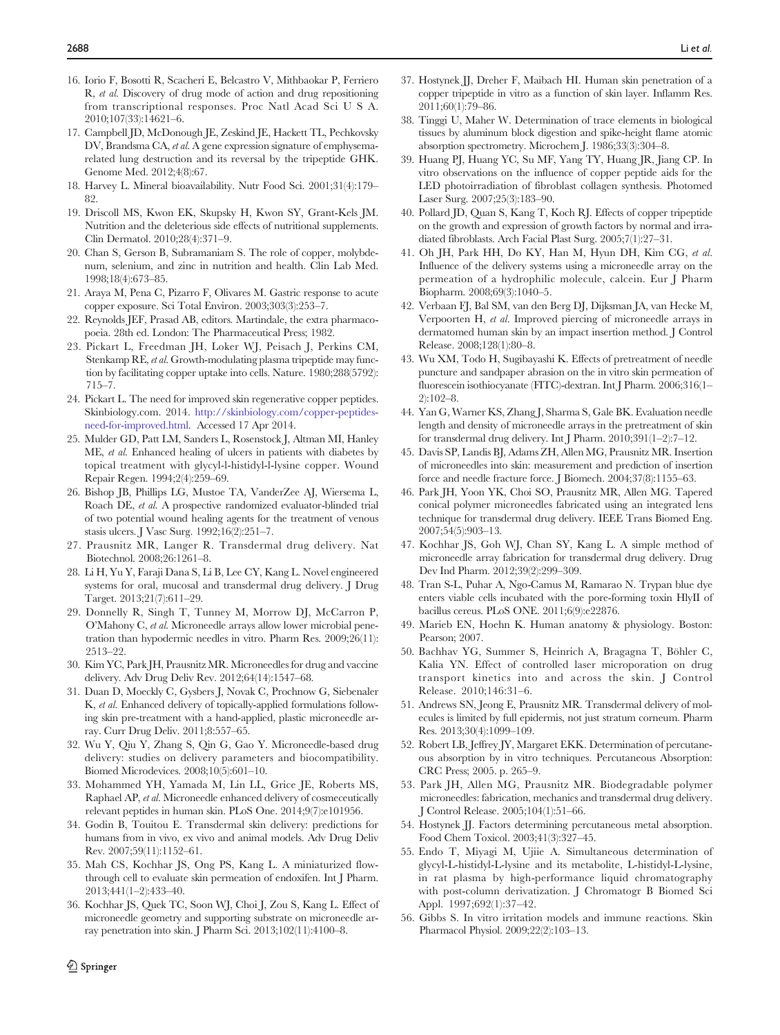16. Iorio F, Bosotti R, Scacheri E, Belcastro V, Mithbaokar P, Ferriero R, *et al.* Discovery of drug mode of action and drug repositioning from transcriptional responses. Proc Natl Acad Sci U S A. 2010;107(33):14621–6.
17. Campbell JD, McDonough JE, Zeskind JE, Hackett TL, Pechkovsky DV, Brandsma CA, *et al.* A gene expression signature of emphysema-related lung destruction and its reversal by the tripeptide GHK. Genome Med. 2012;4(8):67.
18. Harvey L. Mineral bioavailability. Nutr Food Sci. 2001;31(4):179–82.
19. Driscoll MS, Kwon EK, Skupsky H, Kwon SY, Grant-Kels JM. Nutrition and the deleterious side effects of nutritional supplements. Clin Dermatol. 2010;28(4):371–9.
20. Chan S, Gerson B, Subramaniam S. The role of copper, molybdenum, selenium, and zinc in nutrition and health. Clin Lab Med. 1998;18(4):673–85.
21. Araya M, Pena C, Pizarro F, Olivares M. Gastric response to acute copper exposure. Sci Total Environ. 2003;303(3):253–7.
22. Reynolds JEF, Prasad AB, editors. Martindale, the extra pharmacopoeia. 28th ed. London: The Pharmaceutical Press; 1982.
23. Pickart L, Freedman JH, Loker WJ, Peisach J, Perkins CM, Stenkamp RE, *et al.* Growth-modulating plasma tripeptide may function by facilitating copper uptake into cells. Nature. 1980;288(5792):715–7.
24. Pickart L. The need for improved skin regenerative copper peptides. Skinbiology.com. 2014. http://skinbiology.com/copper-peptides-need-for-improved.html. Accessed 17 Apr 2014.
25. Mulder GD, Patt LM, Sanders L, Rosenstock J, Altman MI, Hanley ME, *et al.* Enhanced healing of ulcers in patients with diabetes by topical treatment with glycyl-l-histidyl-l-lysine copper. Wound Repair Regen. 1994;2(4):259–69.
26. Bishop JB, Phillips LG, Mustoe TA, VanderZee AJ, Wiersema L, Roach DE, *et al.* A prospective randomized evaluator-blinded trial of two potential wound healing agents for the treatment of venous stasis ulcers. J Vasc Surg. 1992;16(2):251–7.
27. Prausnitz MR, Langer R. Transdermal drug delivery. Nat Biotechnol. 2008;26:1261–8.
28. Li H, Yu Y, Faraji Dana S, Li B, Lee CY, Kang L. Novel engineered systems for oral, mucosal and transdermal drug delivery. J Drug Target. 2013;21(7):611–29.
29. Donnelly R, Singh T, Tunney M, Morrow DJ, McCarron P, O'Mahony C, *et al.* Microneedle arrays allow lower microbial penetration than hypodermic needles in vitro. Pharm Res. 2009;26(11):2513–22.
30. Kim YC, Park JH, Prausnitz MR. Microneedles for drug and vaccine delivery. Adv Drug Deliv Rev. 2012;64(14):1547–68.
31. Duan D, Moeckly C, Gysbers J, Novak C, Prochnow G, Siebenaler K, *et al.* Enhanced delivery of topically-applied formulations following skin pre-treatment with a hand-applied, plastic microneedle array. Curr Drug Deliv. 2011;8:557–65.
32. Wu Y, Qiu Y, Zhang S, Qin G, Gao Y. Microneedle-based drug delivery: studies on delivery parameters and biocompatibility. Biomed Microdevices. 2008;10(5):601–10.
33. Mohammed YH, Yamada M, Lin LL, Grice JE, Roberts MS, Raphael AP, *et al.* Microneedle enhanced delivery of cosmeceutically relevant peptides in human skin. PLoS One. 2014;9(7):e101956.
34. Godin B, Touitou E. Transdermal skin delivery: predictions for humans from in vivo, ex vivo and animal models. Adv Drug Deliv Rev. 2007;59(11):1152–61.
35. Mah CS, Kochhar JS, Ong PS, Kang L. A miniaturized flow-through cell to evaluate skin permeation of endoxifen. Int J Pharm. 2013;441(1–2):433–40.
36. Kochhar JS, Quek TC, Soon WJ, Choi J, Zou S, Kang L. Effect of microneedle geometry and supporting substrate on microneedle array penetration into skin. J Pharm Sci. 2013;102(11):4100–8.
37. Hostynek JJ, Dreher F, Maibach HI. Human skin penetration of a copper tripeptide in vitro as a function of skin layer. Inflamm Res. 2011;60(1):79–86.
38. Tinggi U, Maher W. Determination of trace elements in biological tissues by aluminum block digestion and spike-height flame atomic absorption spectrometry. Microchem J. 1986;33(3):304–8.
39. Huang PJ, Huang YC, Su MF, Yang TY, Huang JR, Jiang CP. In vitro observations on the influence of copper peptide aids for the LED photoirradiation of fibroblast collagen synthesis. Photomed Laser Surg. 2007;25(3):183–90.
40. Pollard JD, Quan S, Kang T, Koch RJ. Effects of copper tripeptide on the growth and expression of growth factors by normal and irradiated fibroblasts. Arch Facial Plast Surg. 2005;7(1):27–31.
41. Oh JH, Park HH, Do KY, Han M, Hyun DH, Kim CG, *et al.* Influence of the delivery systems using a microneedle array on the permeation of a hydrophilic molecule, calcein. Eur J Pharm Biopharm. 2008;69(3):1040–5.
42. Verbaan FJ, Bal SM, van den Berg DJ, Dijksman JA, van Hecke M, Verpoorten H, *et al.* Improved piercing of microneedle arrays in dermatomed human skin by an impact insertion method. J Control Release. 2008;128(1):80–8.
43. Wu XM, Todo H, Sugibayashi K. Effects of pretreatment of needle puncture and sandpaper abrasion on the in vitro skin permeation of fluorescein isothiocyanate (FITC)-dextran. Int J Pharm. 2006;316(1–2):102–8.
44. Yan G, Warner KS, Zhang J, Sharma S, Gale BK. Evaluation needle length and density of microneedle arrays in the pretreatment of skin for transdermal drug delivery. Int J Pharm. 2010;391(1–2):7–12.
45. Davis SP, Landis BJ, Adams ZH, Allen MG, Prausnitz MR. Insertion of microneedles into skin: measurement and prediction of insertion force and needle fracture force. J Biomech. 2004;37(8):1155–63.
46. Park JH, Yoon YK, Choi SO, Prausnitz MR, Allen MG. Tapered conical polymer microneedles fabricated using an integrated lens technique for transdermal drug delivery. IEEE Trans Biomed Eng. 2007;54(5):903–13.
47. Kochhar JS, Goh WJ, Chan SY, Kang L. A simple method of microneedle array fabrication for transdermal drug delivery. Drug Dev Ind Pharm. 2012;39(2):299–309.
48. Tran S-L, Puhar A, Ngo-Camus M, Ramarao N. Trypan blue dye enters viable cells incubated with the pore-forming toxin HlyII of bacillus cereus. PLoS ONE. 2011;6(9):e22876.
49. Marieb EN, Hoehn K. Human anatomy & physiology. Boston: Pearson; 2007.
50. Bachhav YG, Summer S, Heinrich A, Bragagna T, Böhler C, Kalia YN. Effect of controlled laser microporation on drug transport kinetics into and across the skin. J Control Release. 2010;146:31–6.
51. Andrews SN, Jeong E, Prausnitz MR. Transdermal delivery of molecules is limited by full epidermis, not just stratum corneum. Pharm Res. 2013;30(4):1099–109.
52. Robert LB, Jeffrey JY, Margaret EKK. Determination of percutaneous absorption by in vitro techniques. Percutaneous Absorption: CRC Press; 2005. p. 265–9.
53. Park JH, Allen MG, Prausnitz MR. Biodegradable polymer microneedles: fabrication, mechanics and transdermal drug delivery. J Control Release. 2005;104(1):51–66.
54. Hostynek JJ. Factors determining percutaneous metal absorption. Food Chem Toxicol. 2003;41(3):327–45.
55. Endo T, Miyagi M, Ujiie A. Simultaneous determination of glycyl-L-histidyl-L-lysine and its metabolite, L-histidyl-L-lysine, in rat plasma by high-performance liquid chromatography with post-column derivatization. J Chromatogr B Biomed Sci Appl. 1997;692(1):37–42.
56. Gibbs S. In vitro irritation models and immune reactions. Skin Pharmacol Physiol. 2009;22(2):103–13.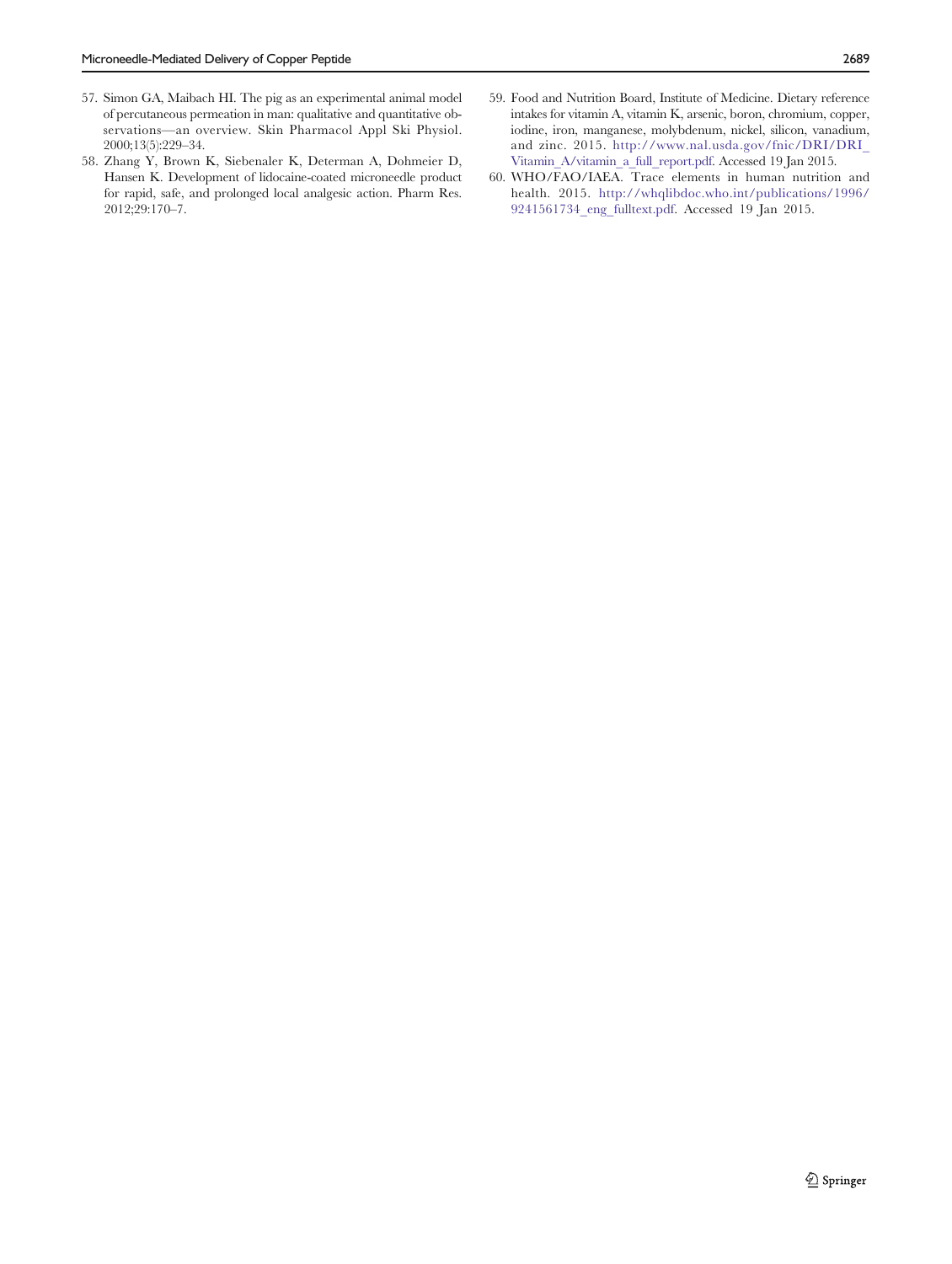57. Simon GA, Maibach HI. The pig as an experimental animal model of percutaneous permeation in man: qualitative and quantitative observations—an overview. Skin Pharmacol Appl Ski Physiol. 2000;13(5):229–34.
58. Zhang Y, Brown K, Siebenaler K, Determan A, Dohmeier D, Hansen K. Development of lidocaine-coated microneedle product for rapid, safe, and prolonged local analgesic action. Pharm Res. 2012;29:170–7.
59. Food and Nutrition Board, Institute of Medicine. Dietary reference intakes for vitamin A, vitamin K, arsenic, boron, chromium, copper, iodine, iron, manganese, molybdenum, nickel, silicon, vanadium, and zinc. 2015. http://www.nal.usda.gov/fnic/DRI/DRI_Vitamin_A/vitamin_a_full_report.pdf. Accessed 19 Jan 2015.
60. WHO/FAO/IAEA. Trace elements in human nutrition and health. 2015. http://whqlibdoc.who.int/publications/1996/9241561734_eng_fulltext.pdf. Accessed 19 Jan 2015.